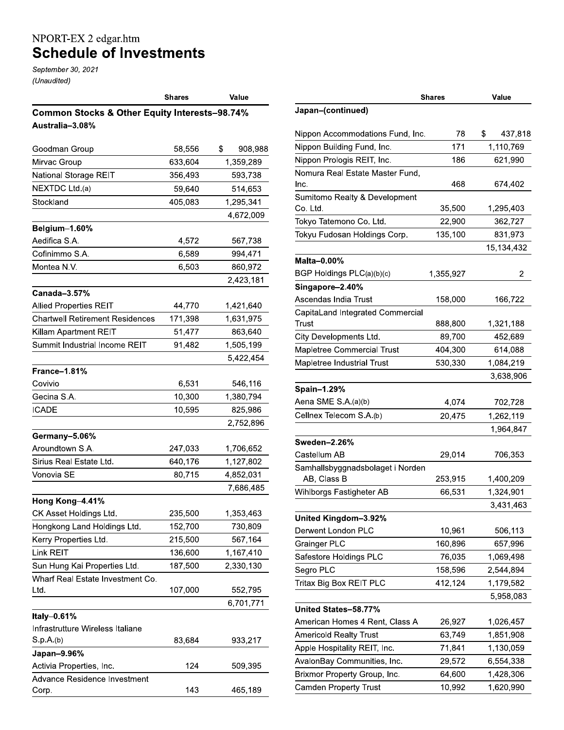NPORT-EX 2 edgar.htm

# Schedule of Investments

*September 30, 2021*
*(Unaudited)*

| | Shares | Value |
|---|---|---|
| **Common Stocks & Other Equity Interests–98.74%** | | |
| **Australia–3.08%** | | |
| Goodman Group | 58,556 | $ 908,988 |
| Mirvac Group | 633,604 | 1,359,289 |
| National Storage REIT | 356,493 | 593,738 |
| NEXTDC Ltd.(a) | 59,640 | 514,653 |
| Stockland | 405,083 | 1,295,341 |
| | | 4,672,009 |
| **Belgium–1.60%** | | |
| Aedifica S.A. | 4,572 | 567,738 |
| Cofinimmo S.A. | 6,589 | 994,471 |
| Montea N.V. | 6,503 | 860,972 |
| | | 2,423,181 |
| **Canada–3.57%** | | |
| Allied Properties REIT | 44,770 | 1,421,640 |
| Chartwell Retirement Residences | 171,398 | 1,631,975 |
| Killam Apartment REIT | 51,477 | 863,640 |
| Summit Industrial Income REIT | 91,482 | 1,505,199 |
| | | 5,422,454 |
| **France–1.81%** | | |
| Covivio | 6,531 | 546,116 |
| Gecina S.A. | 10,300 | 1,380,794 |
| ICADE | 10,595 | 825,986 |
| | | 2,752,896 |
| **Germany–5.06%** | | |
| Aroundtown S.A. | 247,033 | 1,706,652 |
| Sirius Real Estate Ltd. | 640,176 | 1,127,802 |
| Vonovia SE | 80,715 | 4,852,031 |
| | | 7,686,485 |
| **Hong Kong–4.41%** | | |
| CK Asset Holdings Ltd. | 235,500 | 1,353,463 |
| Hongkong Land Holdings Ltd. | 152,700 | 730,809 |
| Kerry Properties Ltd. | 215,500 | 567,164 |
| Link REIT | 136,600 | 1,167,410 |
| Sun Hung Kai Properties Ltd. | 187,500 | 2,330,130 |
| Wharf Real Estate Investment Co. Ltd. | 107,000 | 552,795 |
| | | 6,701,771 |
| **Italy–0.61%** | | |
| Infrastrutture Wireless Italiane S.p.A.(b) | 83,684 | 933,217 |
| **Japan–9.96%** | | |
| Activia Properties, Inc. | 124 | 509,395 |
| Advance Residence Investment Corp. | 143 | 465,189 |
| **Japan–(continued)** | | |
| Nippon Accommodations Fund, Inc. | 78 | $ 437,818 |
| Nippon Building Fund, Inc. | 171 | 1,110,769 |
| Nippon Prologis REIT, Inc. | 186 | 621,990 |
| Nomura Real Estate Master Fund, Inc. | 468 | 674,402 |
| Sumitomo Realty & Development Co. Ltd. | 35,500 | 1,295,403 |
| Tokyo Tatemono Co. Ltd. | 22,900 | 362,727 |
| Tokyu Fudosan Holdings Corp. | 135,100 | 831,973 |
| | | 15,134,432 |
| **Malta–0.00%** | | |
| BGP Holdings PLC(a)(b)(c) | 1,355,927 | 2 |
| **Singapore–2.40%** | | |
| Ascendas India Trust | 158,000 | 166,722 |
| CapitaLand Integrated Commercial Trust | 888,800 | 1,321,188 |
| City Developments Ltd. | 89,700 | 452,689 |
| Mapletree Commercial Trust | 404,300 | 614,088 |
| Mapletree Industrial Trust | 530,330 | 1,084,219 |
| | | 3,638,906 |
| **Spain–1.29%** | | |
| Aena SME S.A.(a)(b) | 4,074 | 702,728 |
| Cellnex Telecom S.A.(b) | 20,475 | 1,262,119 |
| | | 1,964,847 |
| **Sweden–2.26%** | | |
| Castellum AB | 29,014 | 706,353 |
| Samhallsbyggnadsbolaget i Norden AB, Class B | 253,915 | 1,400,209 |
| Wihlborgs Fastigheter AB | 66,531 | 1,324,901 |
| | | 3,431,463 |
| **United Kingdom–3.92%** | | |
| Derwent London PLC | 10,961 | 506,113 |
| Grainger PLC | 160,896 | 657,996 |
| Safestore Holdings PLC | 76,035 | 1,069,498 |
| Segro PLC | 158,596 | 2,544,894 |
| Tritax Big Box REIT PLC | 412,124 | 1,179,582 |
| | | 5,958,083 |
| **United States–58.77%** | | |
| American Homes 4 Rent, Class A | 26,927 | 1,026,457 |
| Americold Realty Trust | 63,749 | 1,851,908 |
| Apple Hospitality REIT, Inc. | 71,841 | 1,130,059 |
| AvalonBay Communities, Inc. | 29,572 | 6,554,338 |
| Brixmor Property Group, Inc. | 64,600 | 1,428,306 |
| Camden Property Trust | 10,992 | 1,620,990 |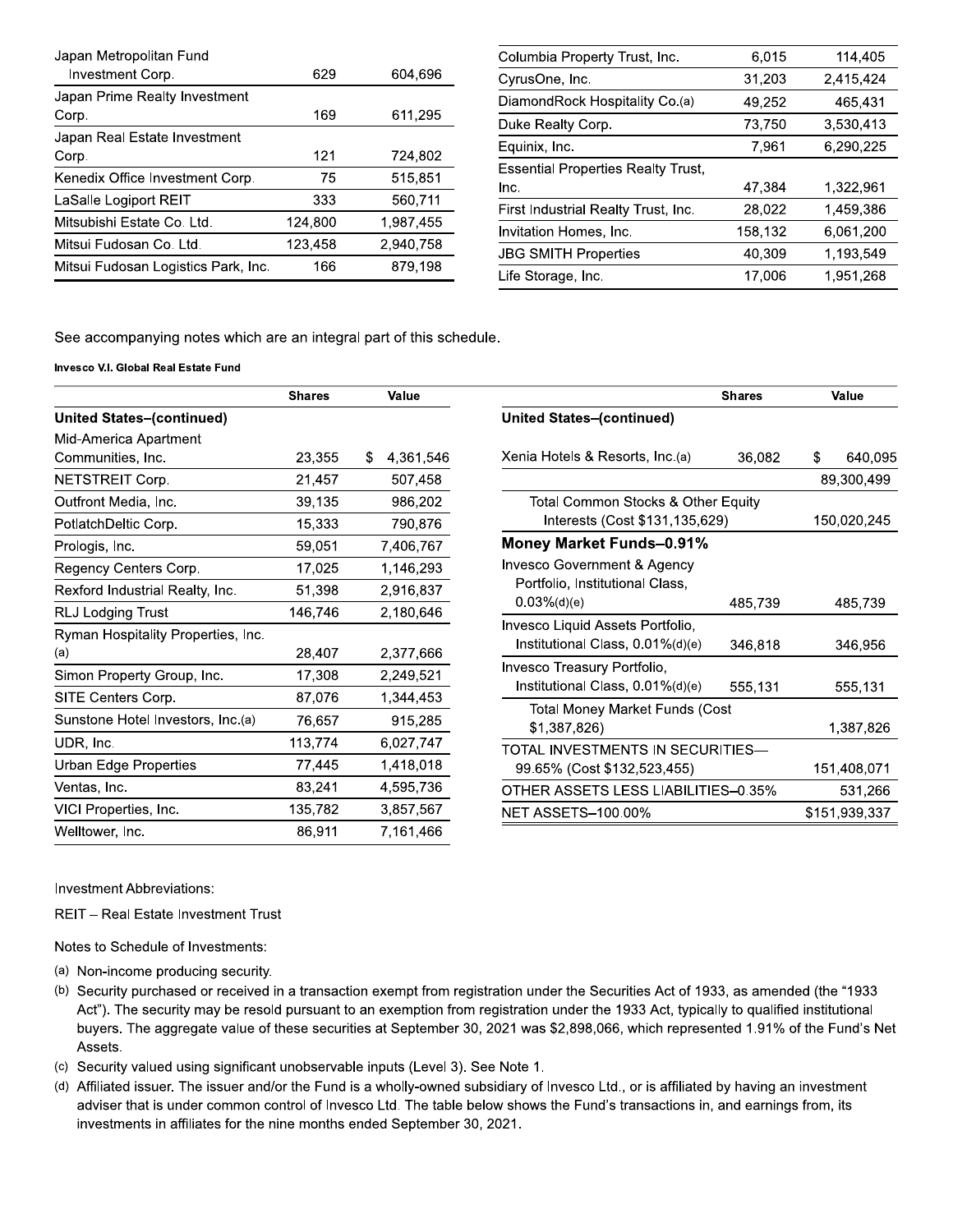| | | |
|---|---|---|
| Japan Metropolitan Fund Investment Corp. | 629 | 604,696 |
| Japan Prime Realty Investment Corp. | 169 | 611,295 |
| Japan Real Estate Investment Corp. | 121 | 724,802 |
| Kenedix Office Investment Corp. | 75 | 515,851 |
| LaSalle Logiport REIT | 333 | 560,711 |
| Mitsubishi Estate Co. Ltd. | 124,800 | 1,987,455 |
| Mitsui Fudosan Co. Ltd. | 123,458 | 2,940,758 |
| Mitsui Fudosan Logistics Park, Inc. | 166 | 879,198 |
| Columbia Property Trust, Inc. | 6,015 | 114,405 |
| CyrusOne, Inc. | 31,203 | 2,415,424 |
| DiamondRock Hospitality Co.(a) | 49,252 | 465,431 |
| Duke Realty Corp. | 73,750 | 3,530,413 |
| Equinix, Inc. | 7,961 | 6,290,225 |
| Essential Properties Realty Trust, Inc. | 47,384 | 1,322,961 |
| First Industrial Realty Trust, Inc. | 28,022 | 1,459,386 |
| Invitation Homes, Inc. | 158,132 | 6,061,200 |
| JBG SMITH Properties | 40,309 | 1,193,549 |
| Life Storage, Inc. | 17,006 | 1,951,268 |

See accompanying notes which are an integral part of this schedule.

**Invesco V.I. Global Real Estate Fund**

| | Shares | Value |
|---|---|---|
| **United States–(continued)** | | |
| Mid-America Apartment Communities, Inc. | 23,355 | $ 4,361,546 |
| NETSTREIT Corp. | 21,457 | 507,458 |
| Outfront Media, Inc. | 39,135 | 986,202 |
| PotlatchDeltic Corp. | 15,333 | 790,876 |
| Prologis, Inc. | 59,051 | 7,406,767 |
| Regency Centers Corp. | 17,025 | 1,146,293 |
| Rexford Industrial Realty, Inc. | 51,398 | 2,916,837 |
| RLJ Lodging Trust | 146,746 | 2,180,646 |
| Ryman Hospitality Properties, Inc.(a) | 28,407 | 2,377,666 |
| Simon Property Group, Inc. | 17,308 | 2,249,521 |
| SITE Centers Corp. | 87,076 | 1,344,453 |
| Sunstone Hotel Investors, Inc.(a) | 76,657 | 915,285 |
| UDR, Inc. | 113,774 | 6,027,747 |
| Urban Edge Properties | 77,445 | 1,418,018 |
| Ventas, Inc. | 83,241 | 4,595,736 |
| VICI Properties, Inc. | 135,782 | 3,857,567 |
| Welltower, Inc. | 86,911 | 7,161,466 |
| Xenia Hotels & Resorts, Inc.(a) | 36,082 | $ 640,095 |
| | | 89,300,499 |
| Total Common Stocks & Other Equity Interests (Cost $131,135,629) | | 150,020,245 |
| **Money Market Funds–0.91%** | | |
| Invesco Government & Agency Portfolio, Institutional Class, 0.03%(d)(e) | 485,739 | 485,739 |
| Invesco Liquid Assets Portfolio, Institutional Class, 0.01%(d)(e) | 346,818 | 346,956 |
| Invesco Treasury Portfolio, Institutional Class, 0.01%(d)(e) | 555,131 | 555,131 |
| Total Money Market Funds (Cost $1,387,826) | | 1,387,826 |
| TOTAL INVESTMENTS IN SECURITIES—99.65% (Cost $132,523,455) | | 151,408,071 |
| OTHER ASSETS LESS LIABILITIES–0.35% | | 531,266 |
| NET ASSETS–100.00% | | $151,939,337 |

Investment Abbreviations:

REIT – Real Estate Investment Trust

Notes to Schedule of Investments:

(a) Non-income producing security.

(b) Security purchased or received in a transaction exempt from registration under the Securities Act of 1933, as amended (the "1933 Act"). The security may be resold pursuant to an exemption from registration under the 1933 Act, typically to qualified institutional buyers. The aggregate value of these securities at September 30, 2021 was $2,898,066, which represented 1.91% of the Fund's Net Assets.

(c) Security valued using significant unobservable inputs (Level 3). See Note 1.

(d) Affiliated issuer. The issuer and/or the Fund is a wholly-owned subsidiary of Invesco Ltd., or is affiliated by having an investment adviser that is under common control of Invesco Ltd. The table below shows the Fund's transactions in, and earnings from, its investments in affiliates for the nine months ended September 30, 2021.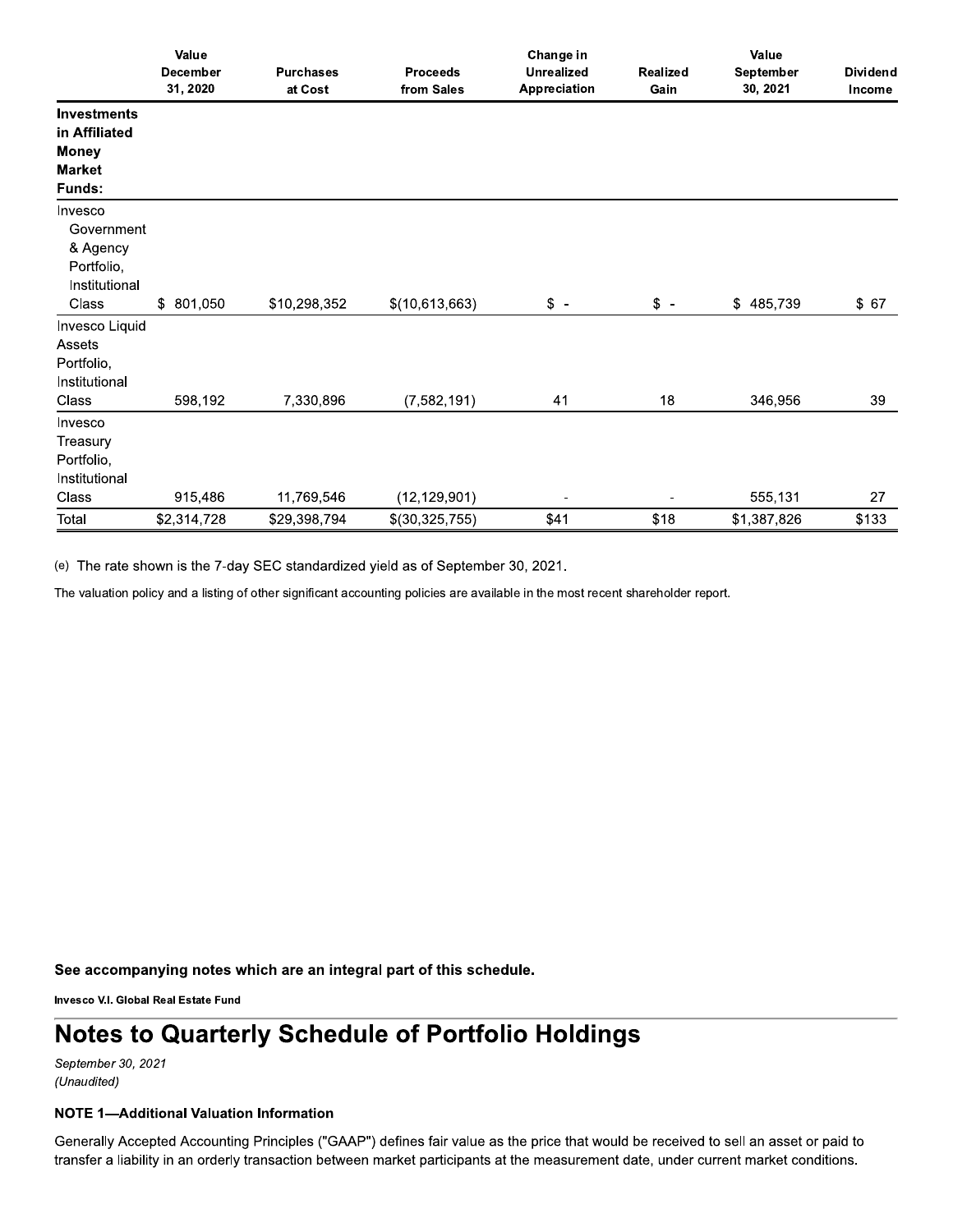| | Value December 31, 2020 | Purchases at Cost | Proceeds from Sales | Change in Unrealized Appreciation | Realized Gain | Value September 30, 2021 | Dividend Income |
|---|---|---|---|---|---|---|---|
| **Investments in Affiliated Money Market Funds:** | | | | | | | |
| Invesco Government & Agency Portfolio, Institutional Class | $ 801,050 | $10,298,352 | $(10,613,663) | $ - | $ - | $ 485,739 | $ 67 |
| Invesco Liquid Assets Portfolio, Institutional Class | 598,192 | 7,330,896 | (7,582,191) | 41 | 18 | 346,956 | 39 |
| Invesco Treasury Portfolio, Institutional Class | 915,486 | 11,769,546 | (12,129,901) | - | - | 555,131 | 27 |
| Total | $2,314,728 | $29,398,794 | $(30,325,755) | $41 | $18 | $1,387,826 | $133 |

(e) The rate shown is the 7-day SEC standardized yield as of September 30, 2021.

The valuation policy and a listing of other significant accounting policies are available in the most recent shareholder report.

**See accompanying notes which are an integral part of this schedule.**

**Invesco V.I. Global Real Estate Fund**

# Notes to Quarterly Schedule of Portfolio Holdings

*September 30, 2021*
*(Unaudited)*

### NOTE 1—Additional Valuation Information

Generally Accepted Accounting Principles ("GAAP") defines fair value as the price that would be received to sell an asset or paid to transfer a liability in an orderly transaction between market participants at the measurement date, under current market conditions.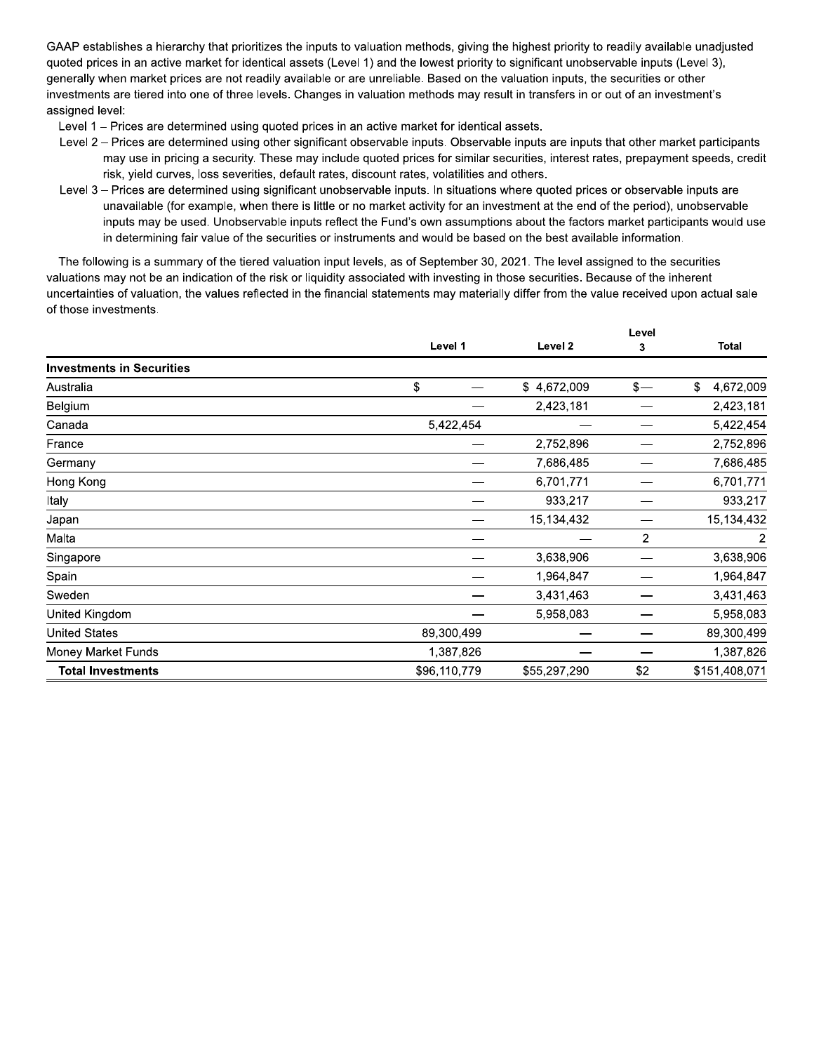GAAP establishes a hierarchy that prioritizes the inputs to valuation methods, giving the highest priority to readily available unadjusted quoted prices in an active market for identical assets (Level 1) and the lowest priority to significant unobservable inputs (Level 3), generally when market prices are not readily available or are unreliable. Based on the valuation inputs, the securities or other investments are tiered into one of three levels. Changes in valuation methods may result in transfers in or out of an investment's assigned level:

Level 1 – Prices are determined using quoted prices in an active market for identical assets.

Level 2 – Prices are determined using other significant observable inputs. Observable inputs are inputs that other market participants may use in pricing a security. These may include quoted prices for similar securities, interest rates, prepayment speeds, credit risk, yield curves, loss severities, default rates, discount rates, volatilities and others.

Level 3 – Prices are determined using significant unobservable inputs. In situations where quoted prices or observable inputs are unavailable (for example, when there is little or no market activity for an investment at the end of the period), unobservable inputs may be used. Unobservable inputs reflect the Fund's own assumptions about the factors market participants would use in determining fair value of the securities or instruments and would be based on the best available information.

The following is a summary of the tiered valuation input levels, as of September 30, 2021. The level assigned to the securities valuations may not be an indication of the risk or liquidity associated with investing in those securities. Because of the inherent uncertainties of valuation, the values reflected in the financial statements may materially differ from the value received upon actual sale of those investments.

| | Level 1 | Level 2 | Level 3 | Total |
|---|---|---|---|---|
| **Investments in Securities** | | | | |
| Australia | $ — | $ 4,672,009 | $— | $ 4,672,009 |
| Belgium | — | 2,423,181 | — | 2,423,181 |
| Canada | 5,422,454 | — | — | 5,422,454 |
| France | — | 2,752,896 | — | 2,752,896 |
| Germany | — | 7,686,485 | — | 7,686,485 |
| Hong Kong | — | 6,701,771 | — | 6,701,771 |
| Italy | — | 933,217 | — | 933,217 |
| Japan | — | 15,134,432 | — | 15,134,432 |
| Malta | — | — | 2 | 2 |
| Singapore | — | 3,638,906 | — | 3,638,906 |
| Spain | — | 1,964,847 | — | 1,964,847 |
| Sweden | — | 3,431,463 | — | 3,431,463 |
| United Kingdom | — | 5,958,083 | — | 5,958,083 |
| United States | 89,300,499 | — | — | 89,300,499 |
| Money Market Funds | 1,387,826 | — | — | 1,387,826 |
| **Total Investments** | $96,110,779 | $55,297,290 | $2 | $151,408,071 |